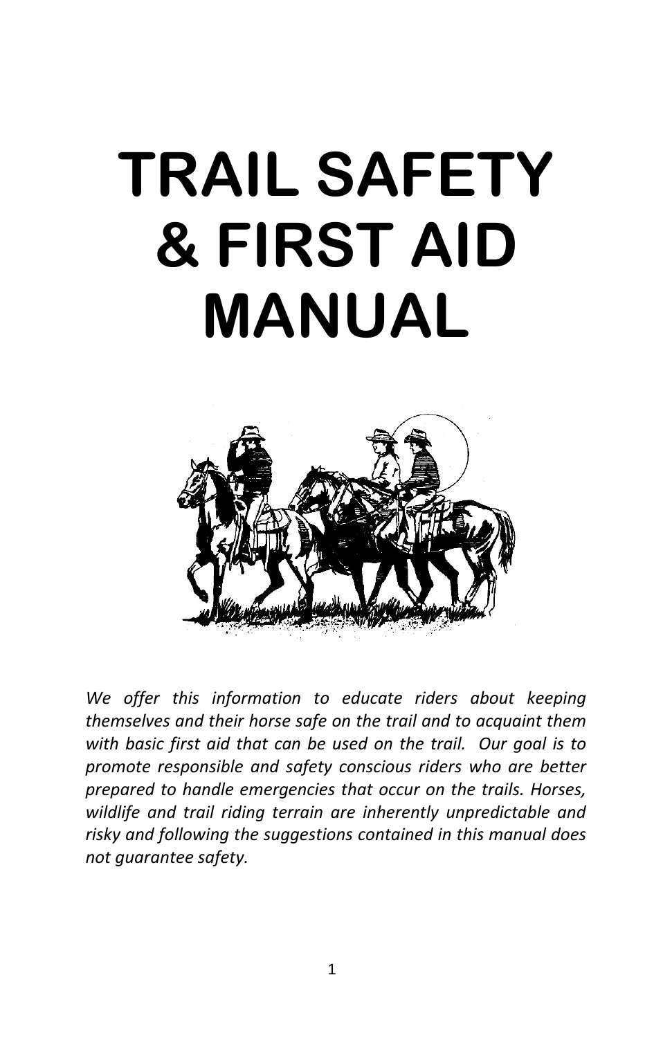# TRAIL SAFETY & FIRST AID MANUAL

*We offer this information to educate riders about keeping themselves and their horse safe on the trail and to acquaint them with basic first aid that can be used on the trail. Our goal is to promote responsible and safety conscious riders who are better prepared to handle emergencies that occur on the trails. Horses, wildlife and trail riding terrain are inherently unpredictable and risky and following the suggestions contained in this manual does not guarantee safety.*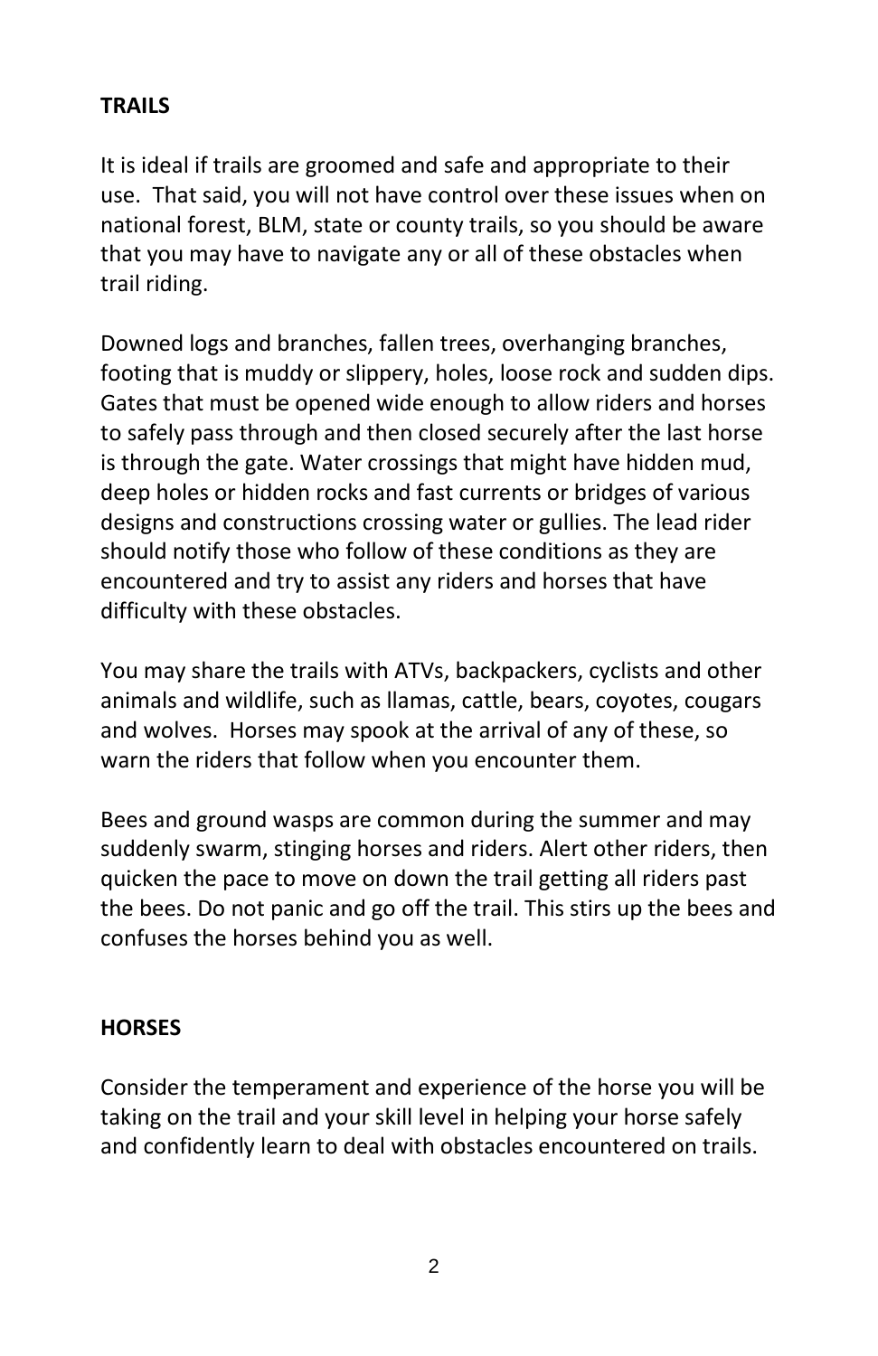## TRAILS

It is ideal if trails are groomed and safe and appropriate to their use. That said, you will not have control over these issues when on national forest, BLM, state or county trails, so you should be aware that you may have to navigate any or all of these obstacles when trail riding.

Downed logs and branches, fallen trees, overhanging branches, footing that is muddy or slippery, holes, loose rock and sudden dips. Gates that must be opened wide enough to allow riders and horses to safely pass through and then closed securely after the last horse is through the gate. Water crossings that might have hidden mud, deep holes or hidden rocks and fast currents or bridges of various designs and constructions crossing water or gullies. The lead rider should notify those who follow of these conditions as they are encountered and try to assist any riders and horses that have difficulty with these obstacles.

You may share the trails with ATVs, backpackers, cyclists and other animals and wildlife, such as llamas, cattle, bears, coyotes, cougars and wolves. Horses may spook at the arrival of any of these, so warn the riders that follow when you encounter them.

Bees and ground wasps are common during the summer and may suddenly swarm, stinging horses and riders. Alert other riders, then quicken the pace to move on down the trail getting all riders past the bees. Do not panic and go off the trail. This stirs up the bees and confuses the horses behind you as well.

## HORSES

Consider the temperament and experience of the horse you will be taking on the trail and your skill level in helping your horse safely and confidently learn to deal with obstacles encountered on trails.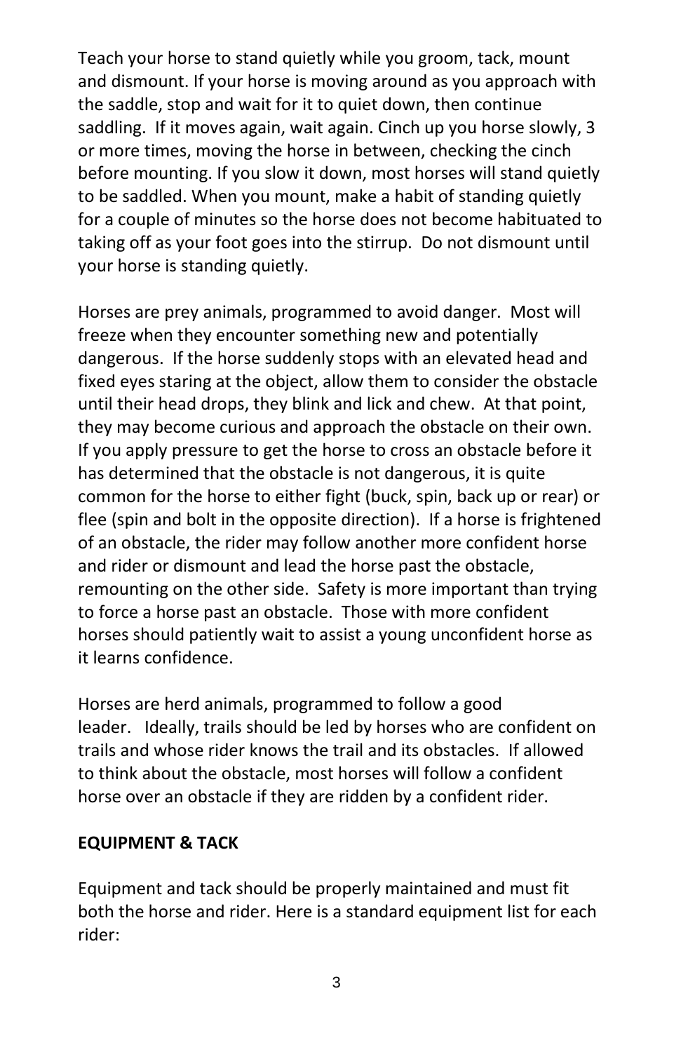Teach your horse to stand quietly while you groom, tack, mount and dismount. If your horse is moving around as you approach with the saddle, stop and wait for it to quiet down, then continue saddling. If it moves again, wait again. Cinch up you horse slowly, 3 or more times, moving the horse in between, checking the cinch before mounting. If you slow it down, most horses will stand quietly to be saddled. When you mount, make a habit of standing quietly for a couple of minutes so the horse does not become habituated to taking off as your foot goes into the stirrup. Do not dismount until your horse is standing quietly.

Horses are prey animals, programmed to avoid danger. Most will freeze when they encounter something new and potentially dangerous. If the horse suddenly stops with an elevated head and fixed eyes staring at the object, allow them to consider the obstacle until their head drops, they blink and lick and chew. At that point, they may become curious and approach the obstacle on their own. If you apply pressure to get the horse to cross an obstacle before it has determined that the obstacle is not dangerous, it is quite common for the horse to either fight (buck, spin, back up or rear) or flee (spin and bolt in the opposite direction). If a horse is frightened of an obstacle, the rider may follow another more confident horse and rider or dismount and lead the horse past the obstacle, remounting on the other side. Safety is more important than trying to force a horse past an obstacle. Those with more confident horses should patiently wait to assist a young unconfident horse as it learns confidence.

Horses are herd animals, programmed to follow a good leader. Ideally, trails should be led by horses who are confident on trails and whose rider knows the trail and its obstacles. If allowed to think about the obstacle, most horses will follow a confident horse over an obstacle if they are ridden by a confident rider.

**EQUIPMENT & TACK**

Equipment and tack should be properly maintained and must fit both the horse and rider. Here is a standard equipment list for each rider: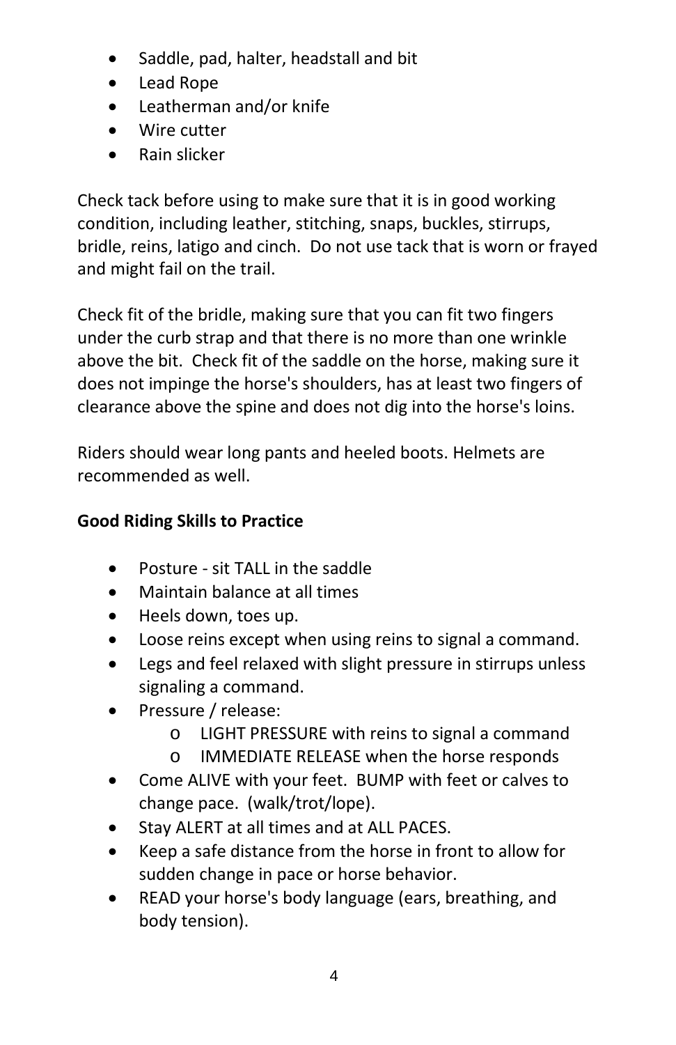- Saddle, pad, halter, headstall and bit
- Lead Rope
- Leatherman and/or knife
- Wire cutter
- Rain slicker

Check tack before using to make sure that it is in good working condition, including leather, stitching, snaps, buckles, stirrups, bridle, reins, latigo and cinch. Do not use tack that is worn or frayed and might fail on the trail.

Check fit of the bridle, making sure that you can fit two fingers under the curb strap and that there is no more than one wrinkle above the bit. Check fit of the saddle on the horse, making sure it does not impinge the horse's shoulders, has at least two fingers of clearance above the spine and does not dig into the horse's loins.

Riders should wear long pants and heeled boots. Helmets are recommended as well.

**Good Riding Skills to Practice**

- Posture - sit TALL in the saddle
- Maintain balance at all times
- Heels down, toes up.
- Loose reins except when using reins to signal a command.
- Legs and feel relaxed with slight pressure in stirrups unless signaling a command.
- Pressure / release:
    - LIGHT PRESSURE with reins to signal a command
    - IMMEDIATE RELEASE when the horse responds
- Come ALIVE with your feet. BUMP with feet or calves to change pace. (walk/trot/lope).
- Stay ALERT at all times and at ALL PACES.
- Keep a safe distance from the horse in front to allow for sudden change in pace or horse behavior.
- READ your horse's body language (ears, breathing, and body tension).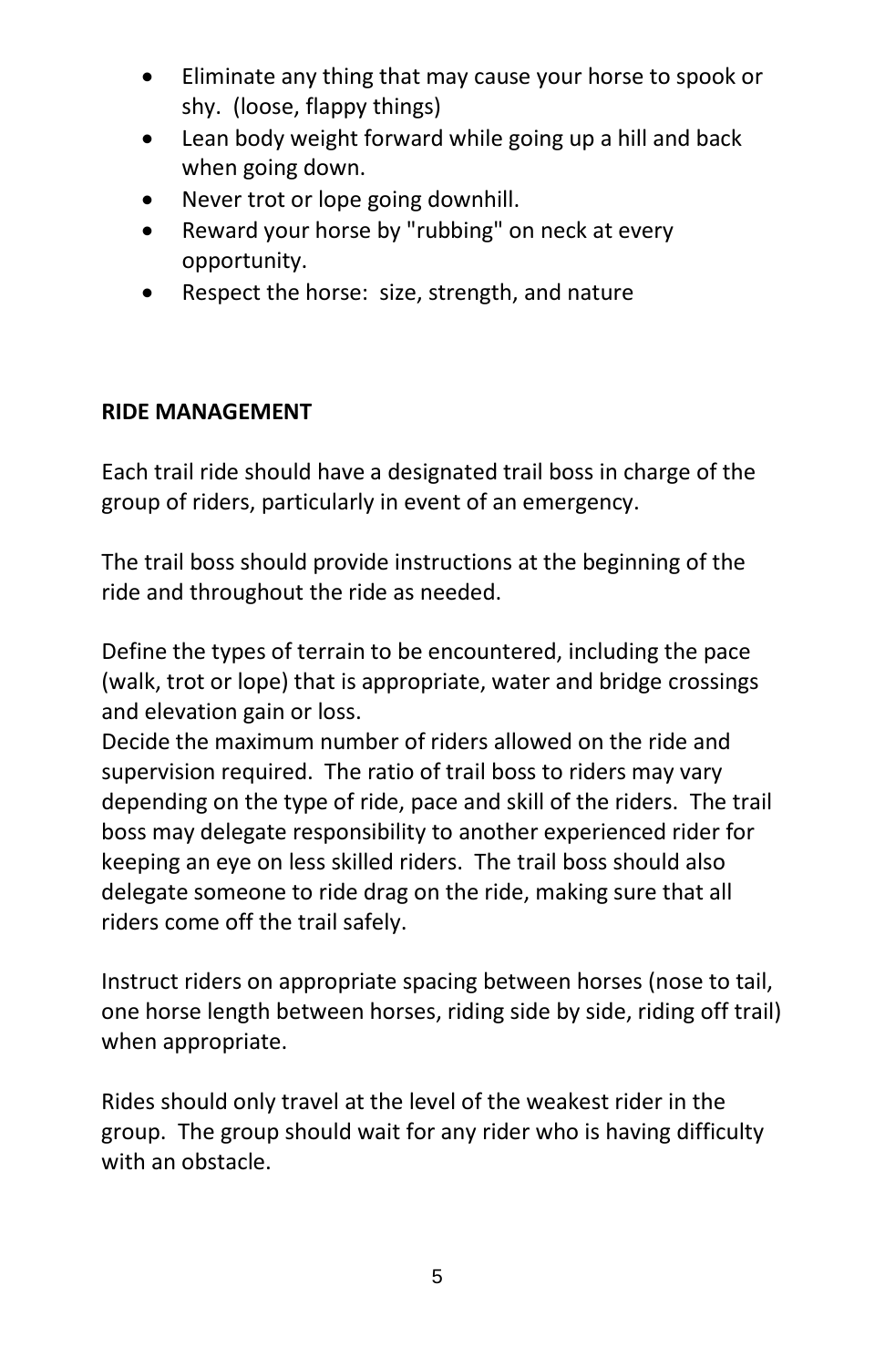- Eliminate any thing that may cause your horse to spook or shy. (loose, flappy things)
- Lean body weight forward while going up a hill and back when going down.
- Never trot or lope going downhill.
- Reward your horse by "rubbing" on neck at every opportunity.
- Respect the horse: size, strength, and nature

## RIDE MANAGEMENT

Each trail ride should have a designated trail boss in charge of the group of riders, particularly in event of an emergency.

The trail boss should provide instructions at the beginning of the ride and throughout the ride as needed.

Define the types of terrain to be encountered, including the pace (walk, trot or lope) that is appropriate, water and bridge crossings and elevation gain or loss.

Decide the maximum number of riders allowed on the ride and supervision required. The ratio of trail boss to riders may vary depending on the type of ride, pace and skill of the riders. The trail boss may delegate responsibility to another experienced rider for keeping an eye on less skilled riders. The trail boss should also delegate someone to ride drag on the ride, making sure that all riders come off the trail safely.

Instruct riders on appropriate spacing between horses (nose to tail, one horse length between horses, riding side by side, riding off trail) when appropriate.

Rides should only travel at the level of the weakest rider in the group. The group should wait for any rider who is having difficulty with an obstacle.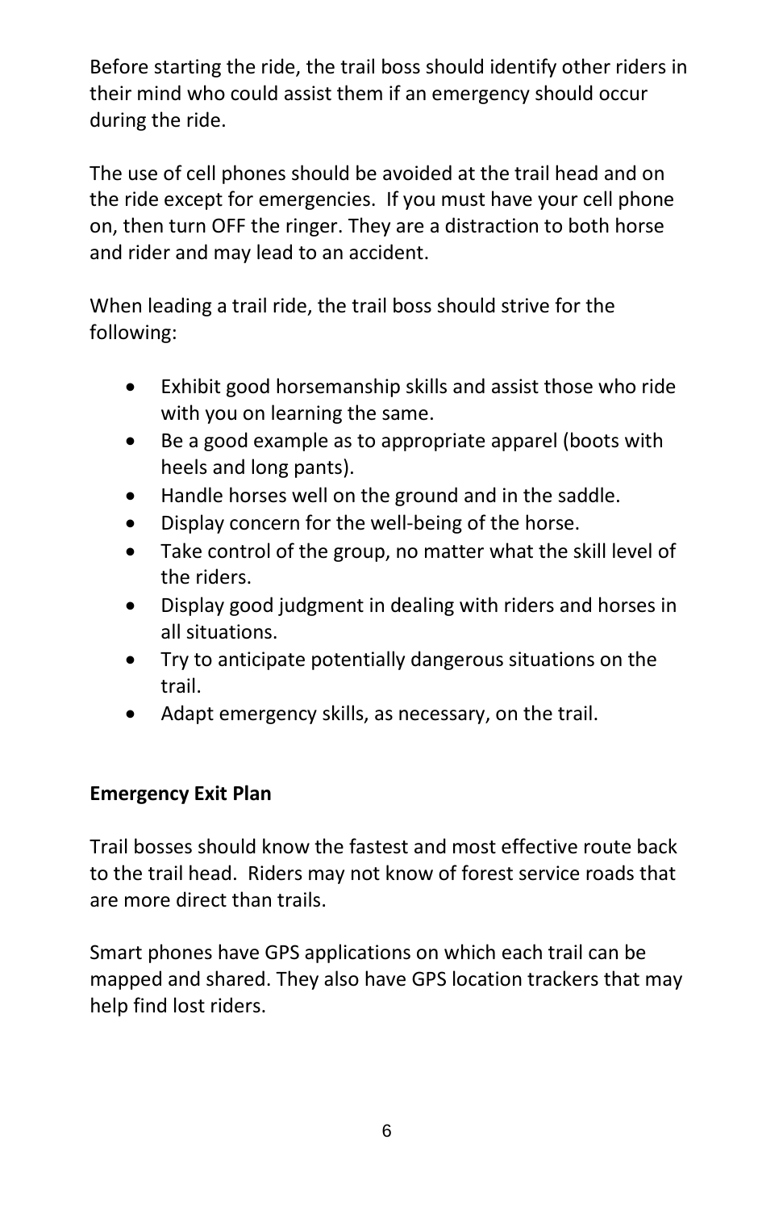Before starting the ride, the trail boss should identify other riders in their mind who could assist them if an emergency should occur during the ride.

The use of cell phones should be avoided at the trail head and on the ride except for emergencies. If you must have your cell phone on, then turn OFF the ringer. They are a distraction to both horse and rider and may lead to an accident.

When leading a trail ride, the trail boss should strive for the following:

- Exhibit good horsemanship skills and assist those who ride with you on learning the same.
- Be a good example as to appropriate apparel (boots with heels and long pants).
- Handle horses well on the ground and in the saddle.
- Display concern for the well-being of the horse.
- Take control of the group, no matter what the skill level of the riders.
- Display good judgment in dealing with riders and horses in all situations.
- Try to anticipate potentially dangerous situations on the trail.
- Adapt emergency skills, as necessary, on the trail.

**Emergency Exit Plan**

Trail bosses should know the fastest and most effective route back to the trail head. Riders may not know of forest service roads that are more direct than trails.

Smart phones have GPS applications on which each trail can be mapped and shared. They also have GPS location trackers that may help find lost riders.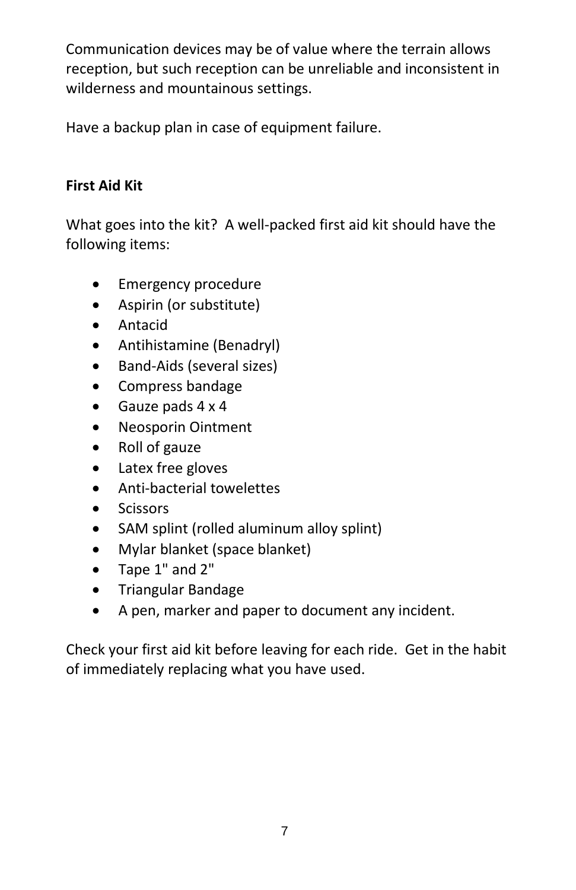Communication devices may be of value where the terrain allows reception, but such reception can be unreliable and inconsistent in wilderness and mountainous settings.

Have a backup plan in case of equipment failure.

**First Aid Kit**

What goes into the kit? A well-packed first aid kit should have the following items:

- Emergency procedure
- Aspirin (or substitute)
- Antacid
- Antihistamine (Benadryl)
- Band-Aids (several sizes)
- Compress bandage
- Gauze pads 4 x 4
- Neosporin Ointment
- Roll of gauze
- Latex free gloves
- Anti-bacterial towelettes
- Scissors
- SAM splint (rolled aluminum alloy splint)
- Mylar blanket (space blanket)
- Tape 1" and 2"
- Triangular Bandage
- A pen, marker and paper to document any incident.

Check your first aid kit before leaving for each ride. Get in the habit of immediately replacing what you have used.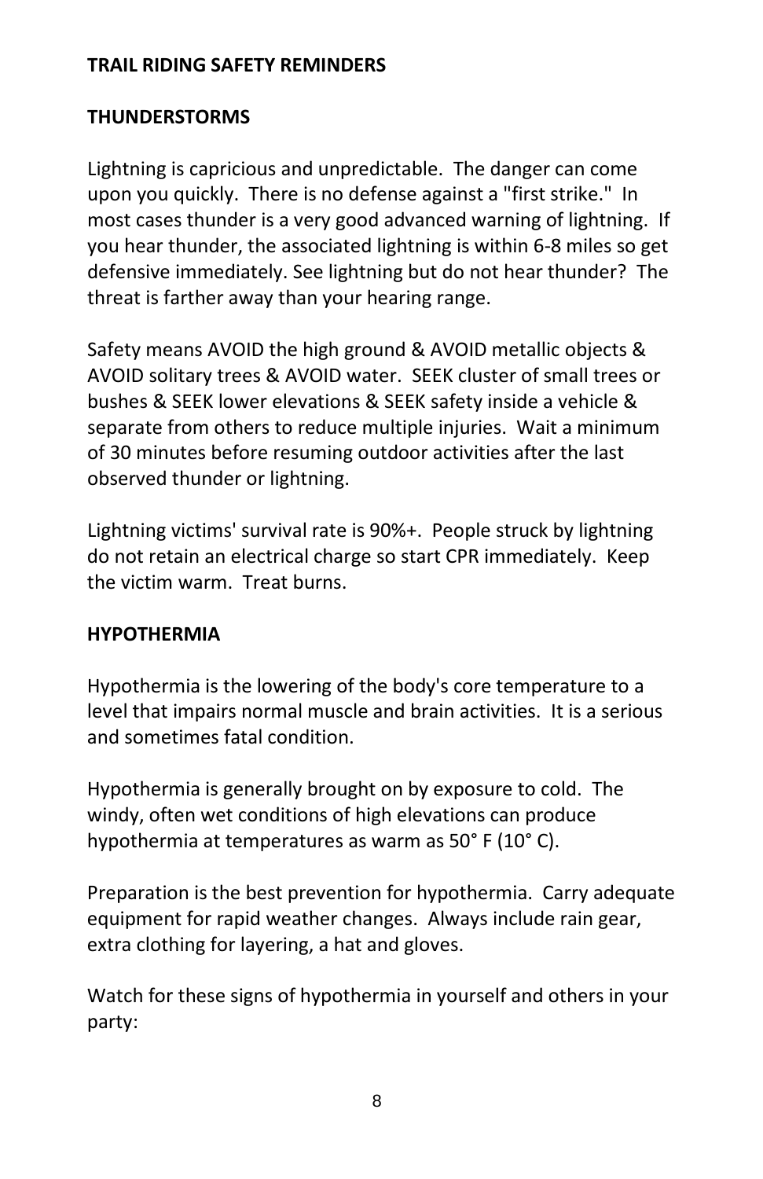## TRAIL RIDING SAFETY REMINDERS

### THUNDERSTORMS

Lightning is capricious and unpredictable. The danger can come upon you quickly. There is no defense against a "first strike." In most cases thunder is a very good advanced warning of lightning. If you hear thunder, the associated lightning is within 6-8 miles so get defensive immediately. See lightning but do not hear thunder? The threat is farther away than your hearing range.

Safety means AVOID the high ground & AVOID metallic objects & AVOID solitary trees & AVOID water. SEEK cluster of small trees or bushes & SEEK lower elevations & SEEK safety inside a vehicle & separate from others to reduce multiple injuries. Wait a minimum of 30 minutes before resuming outdoor activities after the last observed thunder or lightning.

Lightning victims' survival rate is 90%+. People struck by lightning do not retain an electrical charge so start CPR immediately. Keep the victim warm. Treat burns.

### HYPOTHERMIA

Hypothermia is the lowering of the body's core temperature to a level that impairs normal muscle and brain activities. It is a serious and sometimes fatal condition.

Hypothermia is generally brought on by exposure to cold. The windy, often wet conditions of high elevations can produce hypothermia at temperatures as warm as 50° F (10° C).

Preparation is the best prevention for hypothermia. Carry adequate equipment for rapid weather changes. Always include rain gear, extra clothing for layering, a hat and gloves.

Watch for these signs of hypothermia in yourself and others in your party: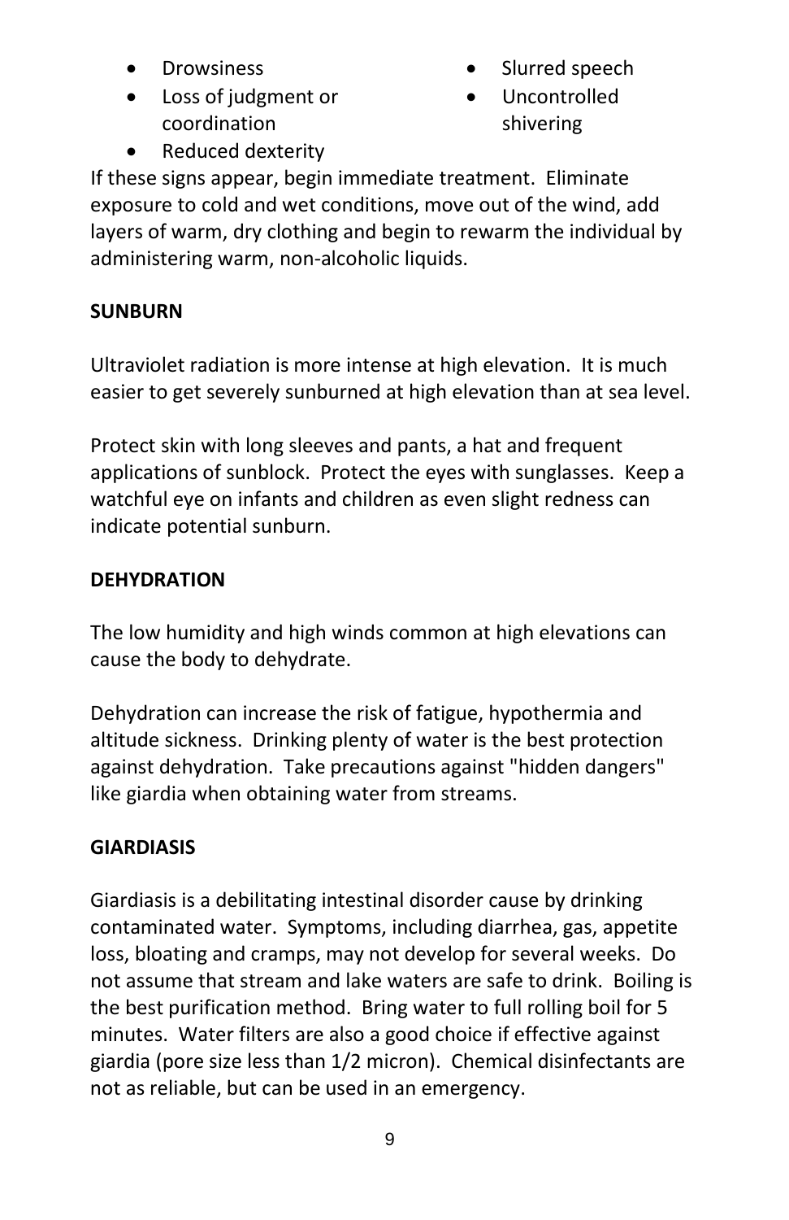- Drowsiness
- Loss of judgment or coordination
- Reduced dexterity
- Slurred speech
- Uncontrolled shivering

If these signs appear, begin immediate treatment. Eliminate exposure to cold and wet conditions, move out of the wind, add layers of warm, dry clothing and begin to rewarm the individual by administering warm, non-alcoholic liquids.

**SUNBURN**

Ultraviolet radiation is more intense at high elevation. It is much easier to get severely sunburned at high elevation than at sea level.

Protect skin with long sleeves and pants, a hat and frequent applications of sunblock. Protect the eyes with sunglasses. Keep a watchful eye on infants and children as even slight redness can indicate potential sunburn.

**DEHYDRATION**

The low humidity and high winds common at high elevations can cause the body to dehydrate.

Dehydration can increase the risk of fatigue, hypothermia and altitude sickness. Drinking plenty of water is the best protection against dehydration. Take precautions against "hidden dangers" like giardia when obtaining water from streams.

**GIARDIASIS**

Giardiasis is a debilitating intestinal disorder cause by drinking contaminated water. Symptoms, including diarrhea, gas, appetite loss, bloating and cramps, may not develop for several weeks. Do not assume that stream and lake waters are safe to drink. Boiling is the best purification method. Bring water to full rolling boil for 5 minutes. Water filters are also a good choice if effective against giardia (pore size less than 1/2 micron). Chemical disinfectants are not as reliable, but can be used in an emergency.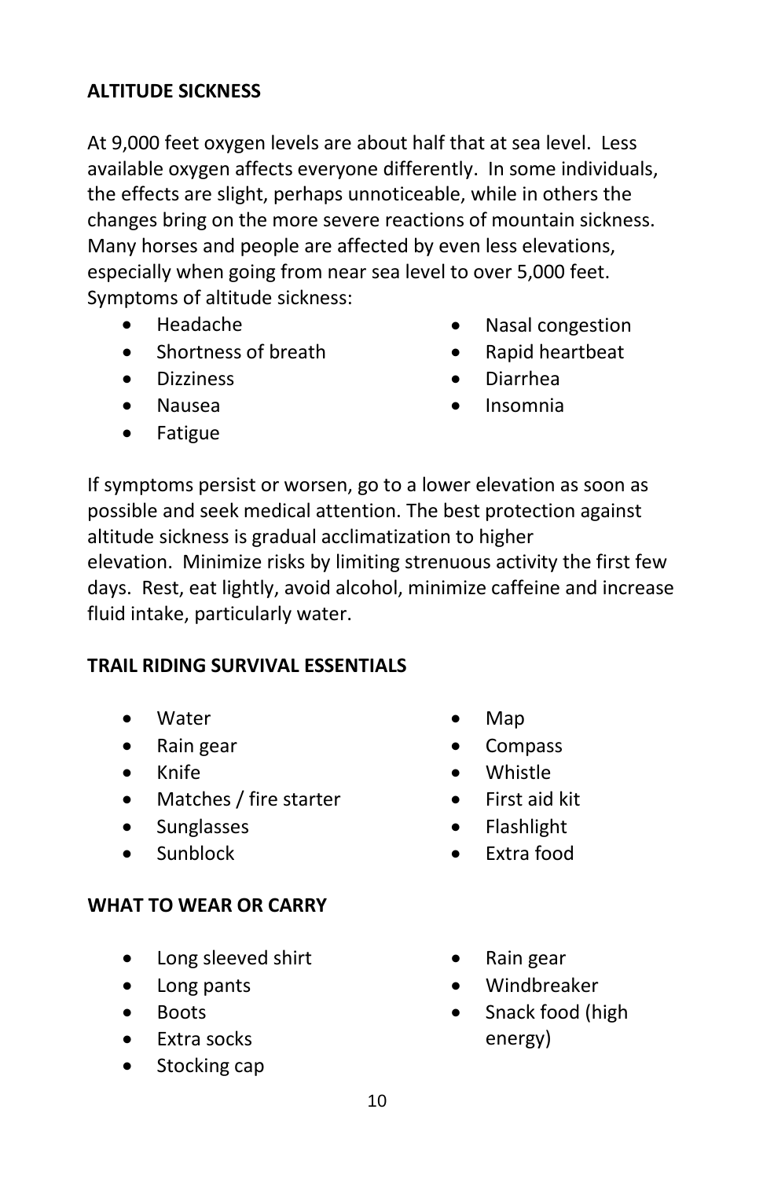## ALTITUDE SICKNESS

At 9,000 feet oxygen levels are about half that at sea level. Less available oxygen affects everyone differently. In some individuals, the effects are slight, perhaps unnoticeable, while in others the changes bring on the more severe reactions of mountain sickness. Many horses and people are affected by even less elevations, especially when going from near sea level to over 5,000 feet. Symptoms of altitude sickness:

- Headache
- Shortness of breath
- Dizziness
- Nausea
- Fatigue
- Nasal congestion
- Rapid heartbeat
- Diarrhea
- Insomnia

If symptoms persist or worsen, go to a lower elevation as soon as possible and seek medical attention. The best protection against altitude sickness is gradual acclimatization to higher elevation. Minimize risks by limiting strenuous activity the first few days. Rest, eat lightly, avoid alcohol, minimize caffeine and increase fluid intake, particularly water.

## TRAIL RIDING SURVIVAL ESSENTIALS

- Water
- Rain gear
- Knife
- Matches / fire starter
- Sunglasses
- Sunblock
- Map
- Compass
- Whistle
- First aid kit
- Flashlight
- Extra food

## WHAT TO WEAR OR CARRY

- Long sleeved shirt
- Long pants
- Boots
- Extra socks
- Stocking cap
- Rain gear
- Windbreaker
- Snack food (high energy)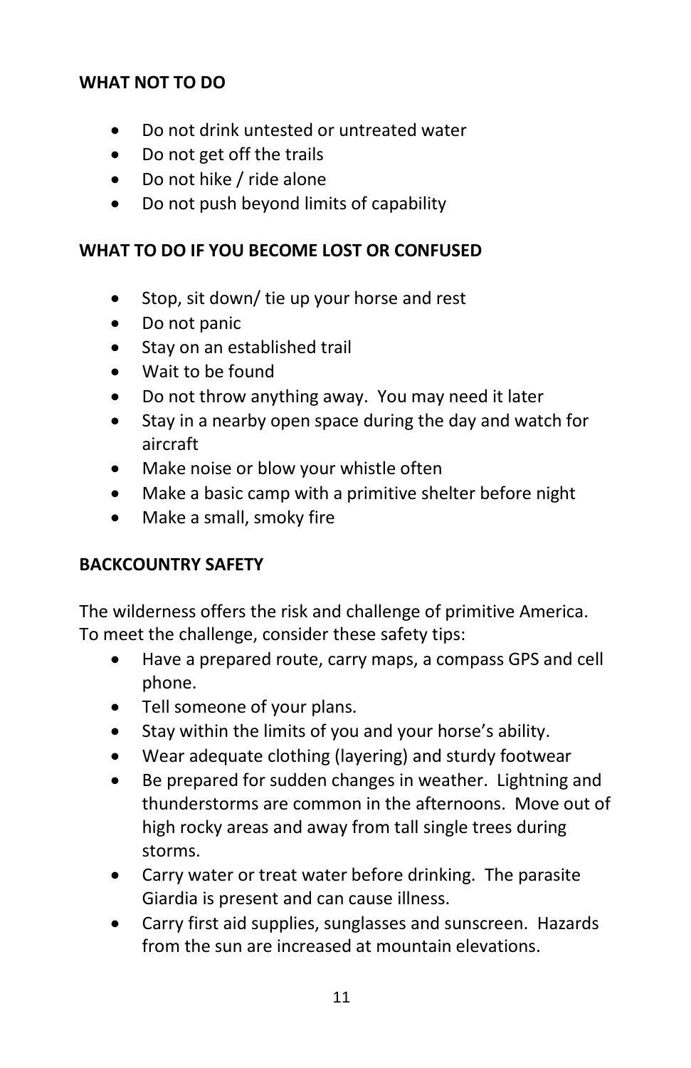**WHAT NOT TO DO**

- Do not drink untested or untreated water
- Do not get off the trails
- Do not hike / ride alone
- Do not push beyond limits of capability

**WHAT TO DO IF YOU BECOME LOST OR CONFUSED**

- Stop, sit down/ tie up your horse and rest
- Do not panic
- Stay on an established trail
- Wait to be found
- Do not throw anything away. You may need it later
- Stay in a nearby open space during the day and watch for aircraft
- Make noise or blow your whistle often
- Make a basic camp with a primitive shelter before night
- Make a small, smoky fire

**BACKCOUNTRY SAFETY**

The wilderness offers the risk and challenge of primitive America. To meet the challenge, consider these safety tips:

- Have a prepared route, carry maps, a compass GPS and cell phone.
- Tell someone of your plans.
- Stay within the limits of you and your horse's ability.
- Wear adequate clothing (layering) and sturdy footwear
- Be prepared for sudden changes in weather. Lightning and thunderstorms are common in the afternoons. Move out of high rocky areas and away from tall single trees during storms.
- Carry water or treat water before drinking. The parasite Giardia is present and can cause illness.
- Carry first aid supplies, sunglasses and sunscreen. Hazards from the sun are increased at mountain elevations.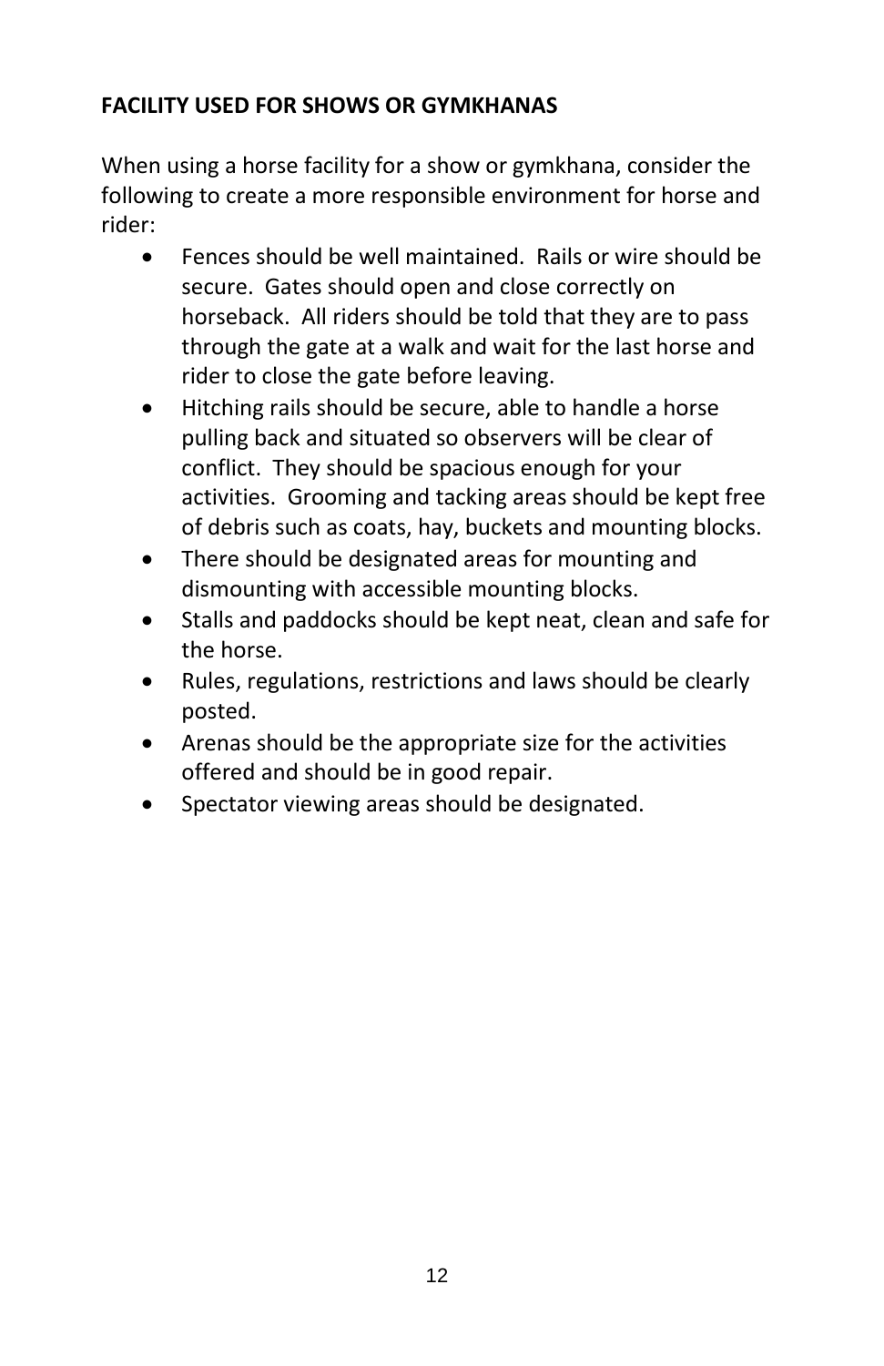**FACILITY USED FOR SHOWS OR GYMKHANAS**

When using a horse facility for a show or gymkhana, consider the following to create a more responsible environment for horse and rider:

- Fences should be well maintained. Rails or wire should be secure. Gates should open and close correctly on horseback. All riders should be told that they are to pass through the gate at a walk and wait for the last horse and rider to close the gate before leaving.
- Hitching rails should be secure, able to handle a horse pulling back and situated so observers will be clear of conflict. They should be spacious enough for your activities. Grooming and tacking areas should be kept free of debris such as coats, hay, buckets and mounting blocks.
- There should be designated areas for mounting and dismounting with accessible mounting blocks.
- Stalls and paddocks should be kept neat, clean and safe for the horse.
- Rules, regulations, restrictions and laws should be clearly posted.
- Arenas should be the appropriate size for the activities offered and should be in good repair.
- Spectator viewing areas should be designated.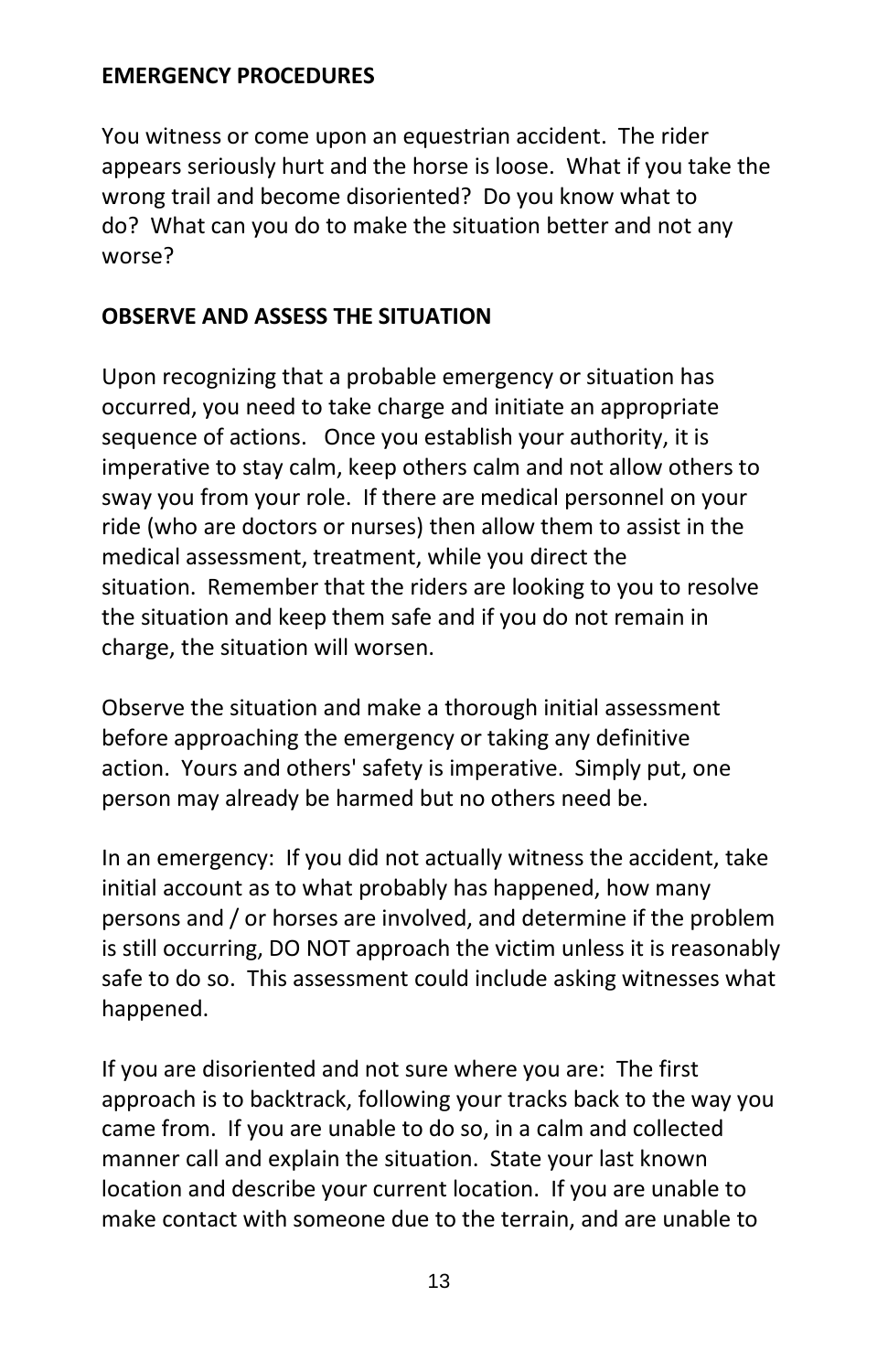## EMERGENCY PROCEDURES

You witness or come upon an equestrian accident. The rider appears seriously hurt and the horse is loose. What if you take the wrong trail and become disoriented? Do you know what to do? What can you do to make the situation better and not any worse?

## OBSERVE AND ASSESS THE SITUATION

Upon recognizing that a probable emergency or situation has occurred, you need to take charge and initiate an appropriate sequence of actions. Once you establish your authority, it is imperative to stay calm, keep others calm and not allow others to sway you from your role. If there are medical personnel on your ride (who are doctors or nurses) then allow them to assist in the medical assessment, treatment, while you direct the situation. Remember that the riders are looking to you to resolve the situation and keep them safe and if you do not remain in charge, the situation will worsen.

Observe the situation and make a thorough initial assessment before approaching the emergency or taking any definitive action. Yours and others' safety is imperative. Simply put, one person may already be harmed but no others need be.

In an emergency: If you did not actually witness the accident, take initial account as to what probably has happened, how many persons and / or horses are involved, and determine if the problem is still occurring, DO NOT approach the victim unless it is reasonably safe to do so. This assessment could include asking witnesses what happened.

If you are disoriented and not sure where you are: The first approach is to backtrack, following your tracks back to the way you came from. If you are unable to do so, in a calm and collected manner call and explain the situation. State your last known location and describe your current location. If you are unable to make contact with someone due to the terrain, and are unable to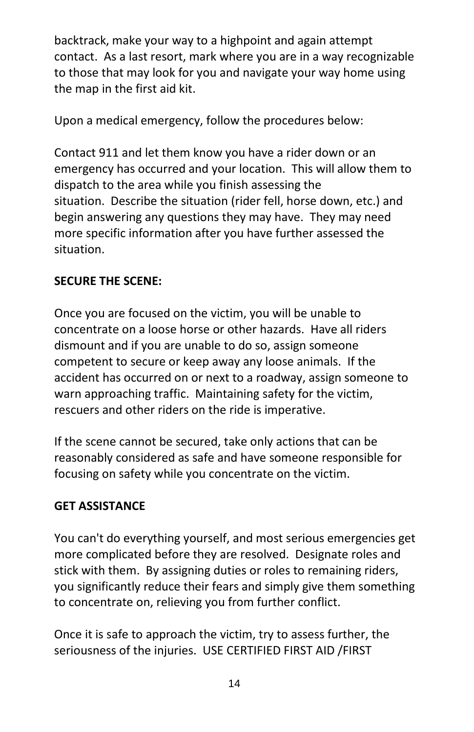backtrack, make your way to a highpoint and again attempt contact. As a last resort, mark where you are in a way recognizable to those that may look for you and navigate your way home using the map in the first aid kit.

Upon a medical emergency, follow the procedures below:

Contact 911 and let them know you have a rider down or an emergency has occurred and your location. This will allow them to dispatch to the area while you finish assessing the situation. Describe the situation (rider fell, horse down, etc.) and begin answering any questions they may have. They may need more specific information after you have further assessed the situation.

**SECURE THE SCENE:**

Once you are focused on the victim, you will be unable to concentrate on a loose horse or other hazards. Have all riders dismount and if you are unable to do so, assign someone competent to secure or keep away any loose animals. If the accident has occurred on or next to a roadway, assign someone to warn approaching traffic. Maintaining safety for the victim, rescuers and other riders on the ride is imperative.

If the scene cannot be secured, take only actions that can be reasonably considered as safe and have someone responsible for focusing on safety while you concentrate on the victim.

**GET ASSISTANCE**

You can't do everything yourself, and most serious emergencies get more complicated before they are resolved. Designate roles and stick with them. By assigning duties or roles to remaining riders, you significantly reduce their fears and simply give them something to concentrate on, relieving you from further conflict.

Once it is safe to approach the victim, try to assess further, the seriousness of the injuries. USE CERTIFIED FIRST AID /FIRST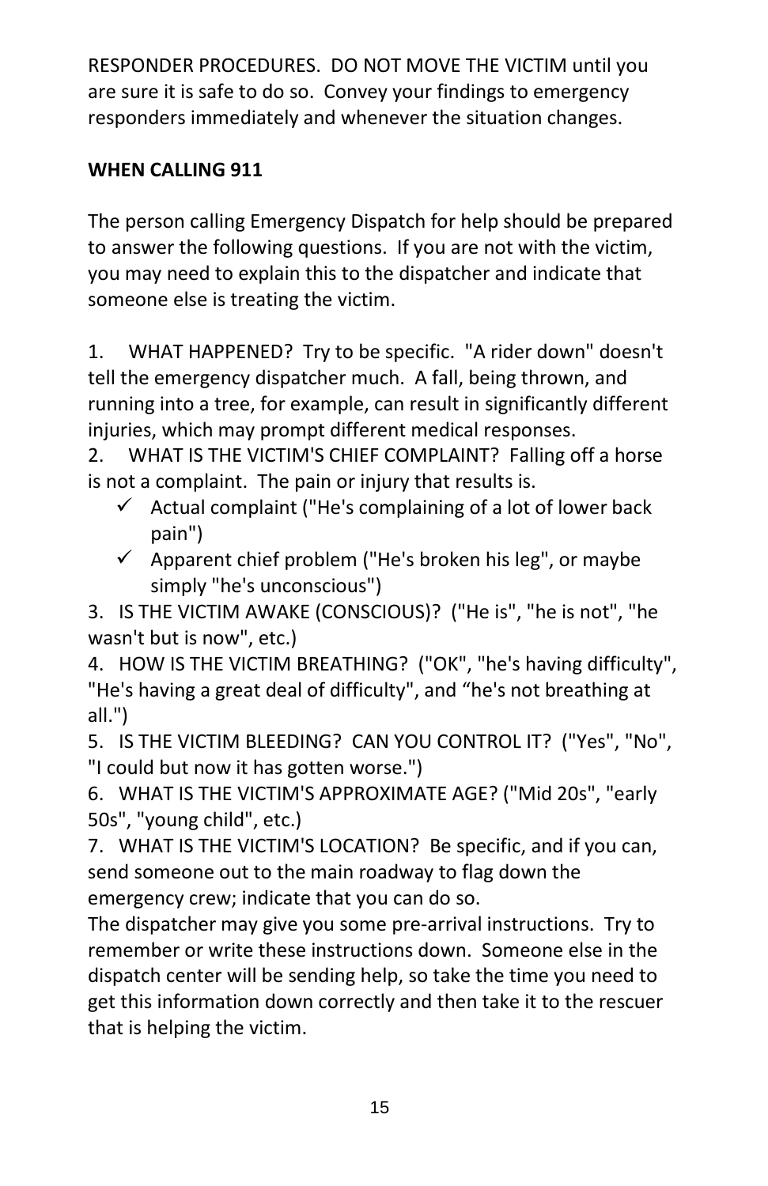RESPONDER PROCEDURES. DO NOT MOVE THE VICTIM until you are sure it is safe to do so. Convey your findings to emergency responders immediately and whenever the situation changes.

**WHEN CALLING 911**

The person calling Emergency Dispatch for help should be prepared to answer the following questions. If you are not with the victim, you may need to explain this to the dispatcher and indicate that someone else is treating the victim.

1. WHAT HAPPENED? Try to be specific. "A rider down" doesn't tell the emergency dispatcher much. A fall, being thrown, and running into a tree, for example, can result in significantly different injuries, which may prompt different medical responses.
2. WHAT IS THE VICTIM'S CHIEF COMPLAINT? Falling off a horse is not a complaint. The pain or injury that results is.
   - ✓ Actual complaint ("He's complaining of a lot of lower back pain")
   - ✓ Apparent chief problem ("He's broken his leg", or maybe simply "he's unconscious")
3. IS THE VICTIM AWAKE (CONSCIOUS)? ("He is", "he is not", "he wasn't but is now", etc.)
4. HOW IS THE VICTIM BREATHING? ("OK", "he's having difficulty", "He's having a great deal of difficulty", and "he's not breathing at all.")
5. IS THE VICTIM BLEEDING? CAN YOU CONTROL IT? ("Yes", "No", "I could but now it has gotten worse.")
6. WHAT IS THE VICTIM'S APPROXIMATE AGE? ("Mid 20s", "early 50s", "young child", etc.)
7. WHAT IS THE VICTIM'S LOCATION? Be specific, and if you can, send someone out to the main roadway to flag down the emergency crew; indicate that you can do so.

The dispatcher may give you some pre-arrival instructions. Try to remember or write these instructions down. Someone else in the dispatch center will be sending help, so take the time you need to get this information down correctly and then take it to the rescuer that is helping the victim.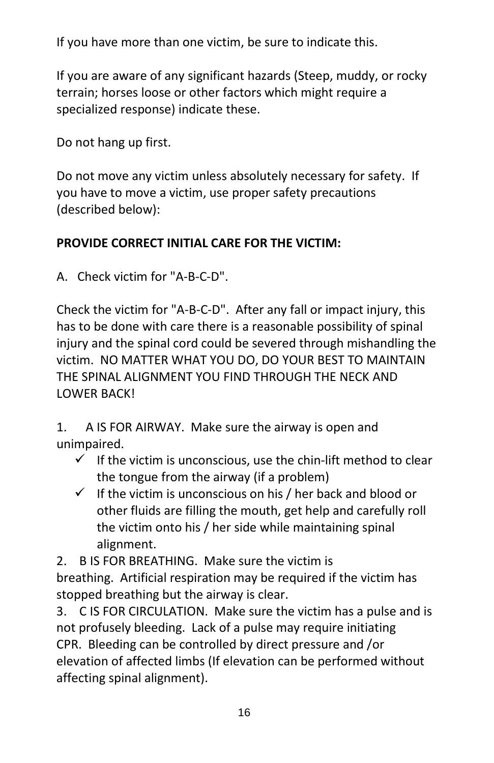If you have more than one victim, be sure to indicate this.

If you are aware of any significant hazards (Steep, muddy, or rocky terrain; horses loose or other factors which might require a specialized response) indicate these.

Do not hang up first.

Do not move any victim unless absolutely necessary for safety. If you have to move a victim, use proper safety precautions (described below):

**PROVIDE CORRECT INITIAL CARE FOR THE VICTIM:**

A. Check victim for "A-B-C-D".

Check the victim for "A-B-C-D". After any fall or impact injury, this has to be done with care there is a reasonable possibility of spinal injury and the spinal cord could be severed through mishandling the victim. NO MATTER WHAT YOU DO, DO YOUR BEST TO MAINTAIN THE SPINAL ALIGNMENT YOU FIND THROUGH THE NECK AND LOWER BACK!

1. A IS FOR AIRWAY. Make sure the airway is open and unimpaired.
   - ✓ If the victim is unconscious, use the chin-lift method to clear the tongue from the airway (if a problem)
   - ✓ If the victim is unconscious on his / her back and blood or other fluids are filling the mouth, get help and carefully roll the victim onto his / her side while maintaining spinal alignment.
2. B IS FOR BREATHING. Make sure the victim is breathing. Artificial respiration may be required if the victim has stopped breathing but the airway is clear.
3. C IS FOR CIRCULATION. Make sure the victim has a pulse and is not profusely bleeding. Lack of a pulse may require initiating CPR. Bleeding can be controlled by direct pressure and /or elevation of affected limbs (If elevation can be performed without affecting spinal alignment).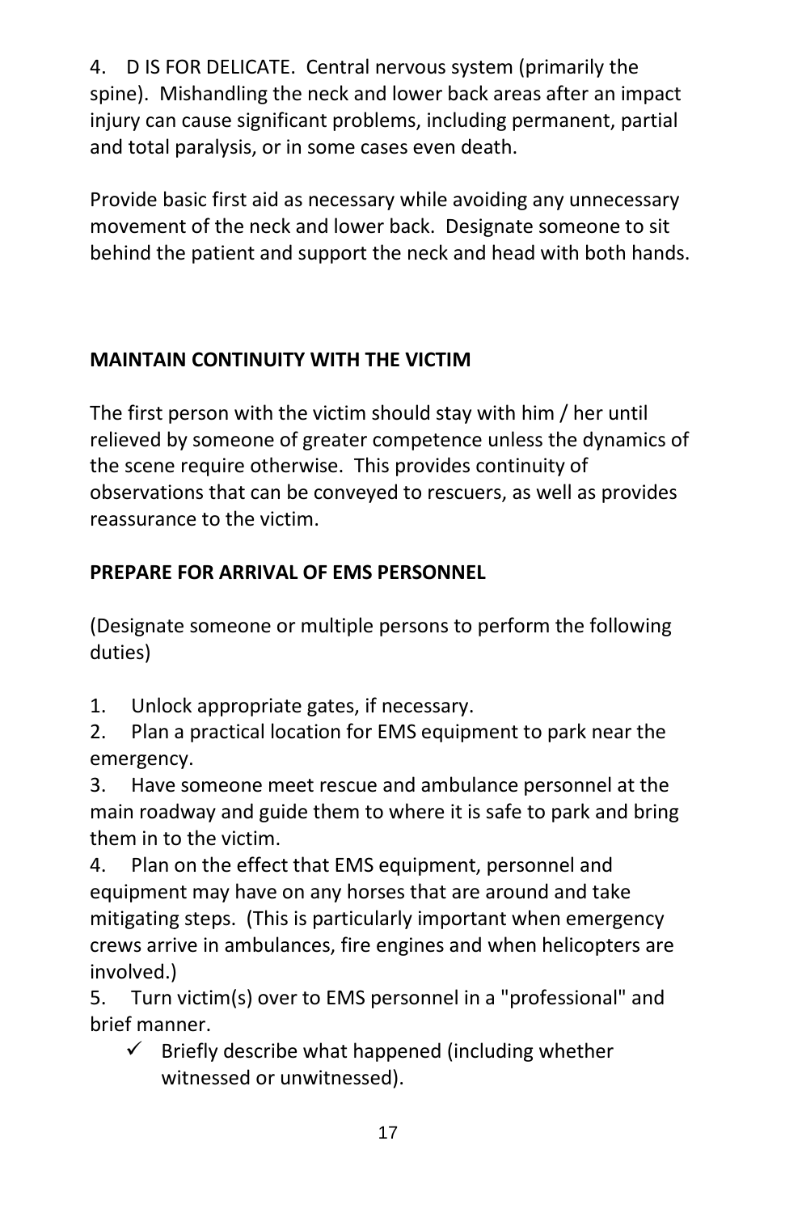4. D IS FOR DELICATE. Central nervous system (primarily the spine). Mishandling the neck and lower back areas after an impact injury can cause significant problems, including permanent, partial and total paralysis, or in some cases even death.

Provide basic first aid as necessary while avoiding any unnecessary movement of the neck and lower back. Designate someone to sit behind the patient and support the neck and head with both hands.

**MAINTAIN CONTINUITY WITH THE VICTIM**

The first person with the victim should stay with him / her until relieved by someone of greater competence unless the dynamics of the scene require otherwise. This provides continuity of observations that can be conveyed to rescuers, as well as provides reassurance to the victim.

**PREPARE FOR ARRIVAL OF EMS PERSONNEL**

(Designate someone or multiple persons to perform the following duties)

1. Unlock appropriate gates, if necessary.
2. Plan a practical location for EMS equipment to park near the emergency.
3. Have someone meet rescue and ambulance personnel at the main roadway and guide them to where it is safe to park and bring them in to the victim.
4. Plan on the effect that EMS equipment, personnel and equipment may have on any horses that are around and take mitigating steps. (This is particularly important when emergency crews arrive in ambulances, fire engines and when helicopters are involved.)
5. Turn victim(s) over to EMS personnel in a "professional" and brief manner.
   - ✓ Briefly describe what happened (including whether witnessed or unwitnessed).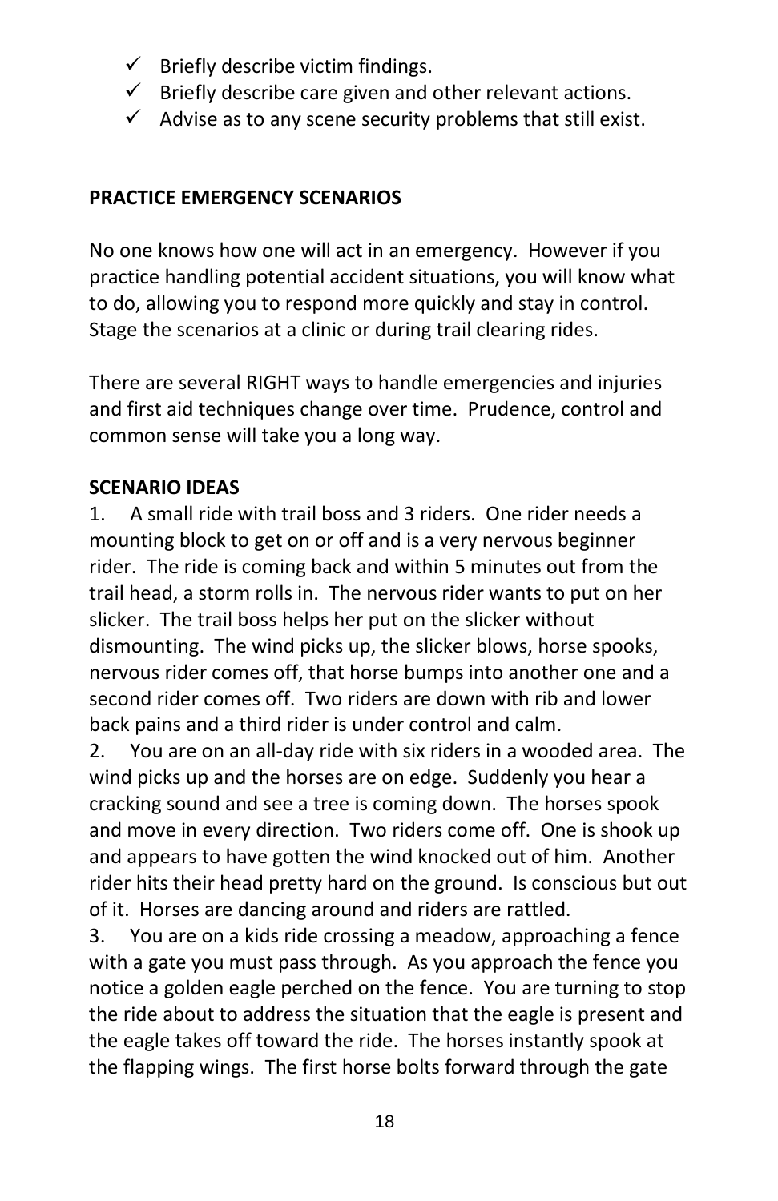- ✓ Briefly describe victim findings.
- ✓ Briefly describe care given and other relevant actions.
- ✓ Advise as to any scene security problems that still exist.

## PRACTICE EMERGENCY SCENARIOS

No one knows how one will act in an emergency. However if you practice handling potential accident situations, you will know what to do, allowing you to respond more quickly and stay in control. Stage the scenarios at a clinic or during trail clearing rides.

There are several RIGHT ways to handle emergencies and injuries and first aid techniques change over time. Prudence, control and common sense will take you a long way.

### SCENARIO IDEAS

1. A small ride with trail boss and 3 riders. One rider needs a mounting block to get on or off and is a very nervous beginner rider. The ride is coming back and within 5 minutes out from the trail head, a storm rolls in. The nervous rider wants to put on her slicker. The trail boss helps her put on the slicker without dismounting. The wind picks up, the slicker blows, horse spooks, nervous rider comes off, that horse bumps into another one and a second rider comes off. Two riders are down with rib and lower back pains and a third rider is under control and calm.
2. You are on an all-day ride with six riders in a wooded area. The wind picks up and the horses are on edge. Suddenly you hear a cracking sound and see a tree is coming down. The horses spook and move in every direction. Two riders come off. One is shook up and appears to have gotten the wind knocked out of him. Another rider hits their head pretty hard on the ground. Is conscious but out of it. Horses are dancing around and riders are rattled.
3. You are on a kids ride crossing a meadow, approaching a fence with a gate you must pass through. As you approach the fence you notice a golden eagle perched on the fence. You are turning to stop the ride about to address the situation that the eagle is present and the eagle takes off toward the ride. The horses instantly spook at the flapping wings. The first horse bolts forward through the gate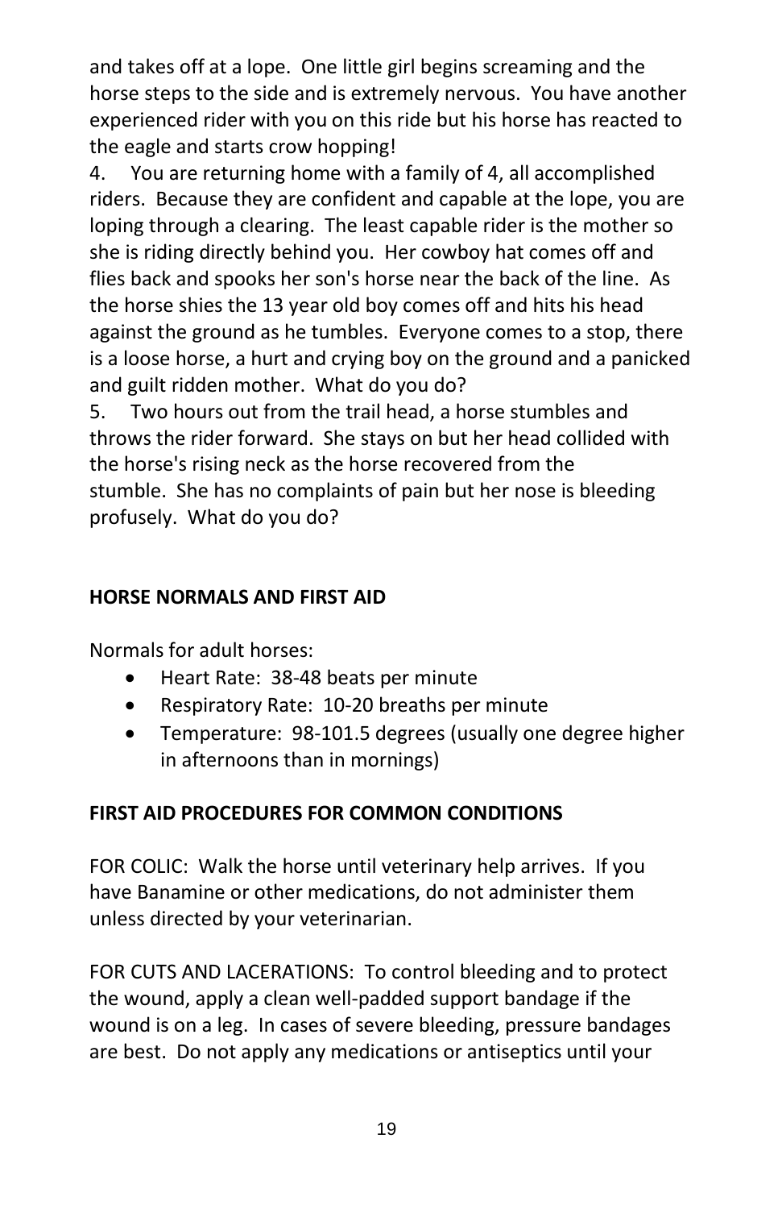and takes off at a lope. One little girl begins screaming and the horse steps to the side and is extremely nervous. You have another experienced rider with you on this ride but his horse has reacted to the eagle and starts crow hopping!

4. You are returning home with a family of 4, all accomplished riders. Because they are confident and capable at the lope, you are loping through a clearing. The least capable rider is the mother so she is riding directly behind you. Her cowboy hat comes off and flies back and spooks her son's horse near the back of the line. As the horse shies the 13 year old boy comes off and hits his head against the ground as he tumbles. Everyone comes to a stop, there is a loose horse, a hurt and crying boy on the ground and a panicked and guilt ridden mother. What do you do?
5. Two hours out from the trail head, a horse stumbles and throws the rider forward. She stays on but her head collided with the horse's rising neck as the horse recovered from the stumble. She has no complaints of pain but her nose is bleeding profusely. What do you do?

## HORSE NORMALS AND FIRST AID

Normals for adult horses:

- Heart Rate: 38-48 beats per minute
- Respiratory Rate: 10-20 breaths per minute
- Temperature: 98-101.5 degrees (usually one degree higher in afternoons than in mornings)

## FIRST AID PROCEDURES FOR COMMON CONDITIONS

FOR COLIC: Walk the horse until veterinary help arrives. If you have Banamine or other medications, do not administer them unless directed by your veterinarian.

FOR CUTS AND LACERATIONS: To control bleeding and to protect the wound, apply a clean well-padded support bandage if the wound is on a leg. In cases of severe bleeding, pressure bandages are best. Do not apply any medications or antiseptics until your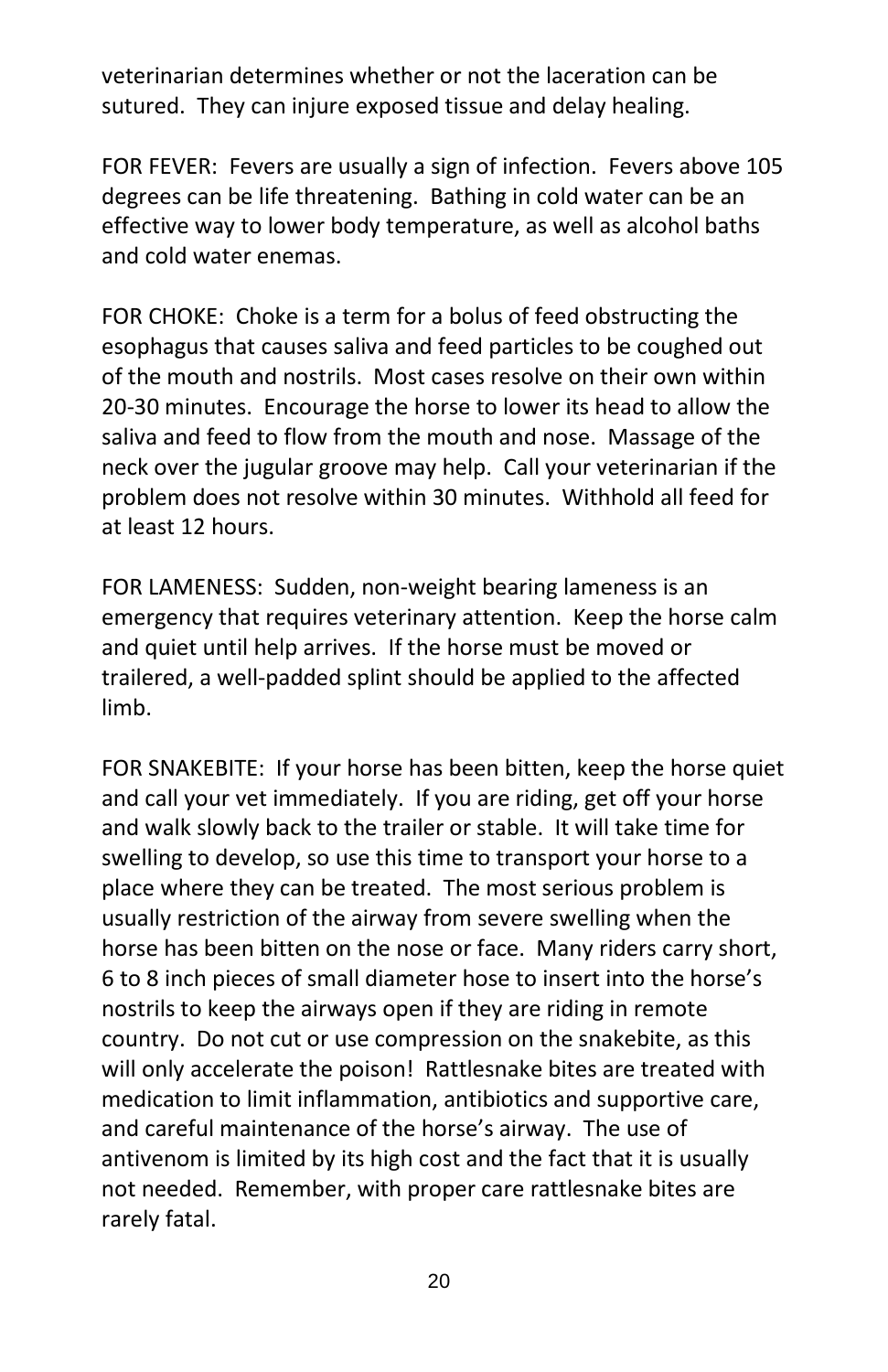veterinarian determines whether or not the laceration can be sutured. They can injure exposed tissue and delay healing.

FOR FEVER: Fevers are usually a sign of infection. Fevers above 105 degrees can be life threatening. Bathing in cold water can be an effective way to lower body temperature, as well as alcohol baths and cold water enemas.

FOR CHOKE: Choke is a term for a bolus of feed obstructing the esophagus that causes saliva and feed particles to be coughed out of the mouth and nostrils. Most cases resolve on their own within 20-30 minutes. Encourage the horse to lower its head to allow the saliva and feed to flow from the mouth and nose. Massage of the neck over the jugular groove may help. Call your veterinarian if the problem does not resolve within 30 minutes. Withhold all feed for at least 12 hours.

FOR LAMENESS: Sudden, non-weight bearing lameness is an emergency that requires veterinary attention. Keep the horse calm and quiet until help arrives. If the horse must be moved or trailered, a well-padded splint should be applied to the affected limb.

FOR SNAKEBITE: If your horse has been bitten, keep the horse quiet and call your vet immediately. If you are riding, get off your horse and walk slowly back to the trailer or stable. It will take time for swelling to develop, so use this time to transport your horse to a place where they can be treated. The most serious problem is usually restriction of the airway from severe swelling when the horse has been bitten on the nose or face. Many riders carry short, 6 to 8 inch pieces of small diameter hose to insert into the horse's nostrils to keep the airways open if they are riding in remote country. Do not cut or use compression on the snakebite, as this will only accelerate the poison! Rattlesnake bites are treated with medication to limit inflammation, antibiotics and supportive care, and careful maintenance of the horse's airway. The use of antivenom is limited by its high cost and the fact that it is usually not needed. Remember, with proper care rattlesnake bites are rarely fatal.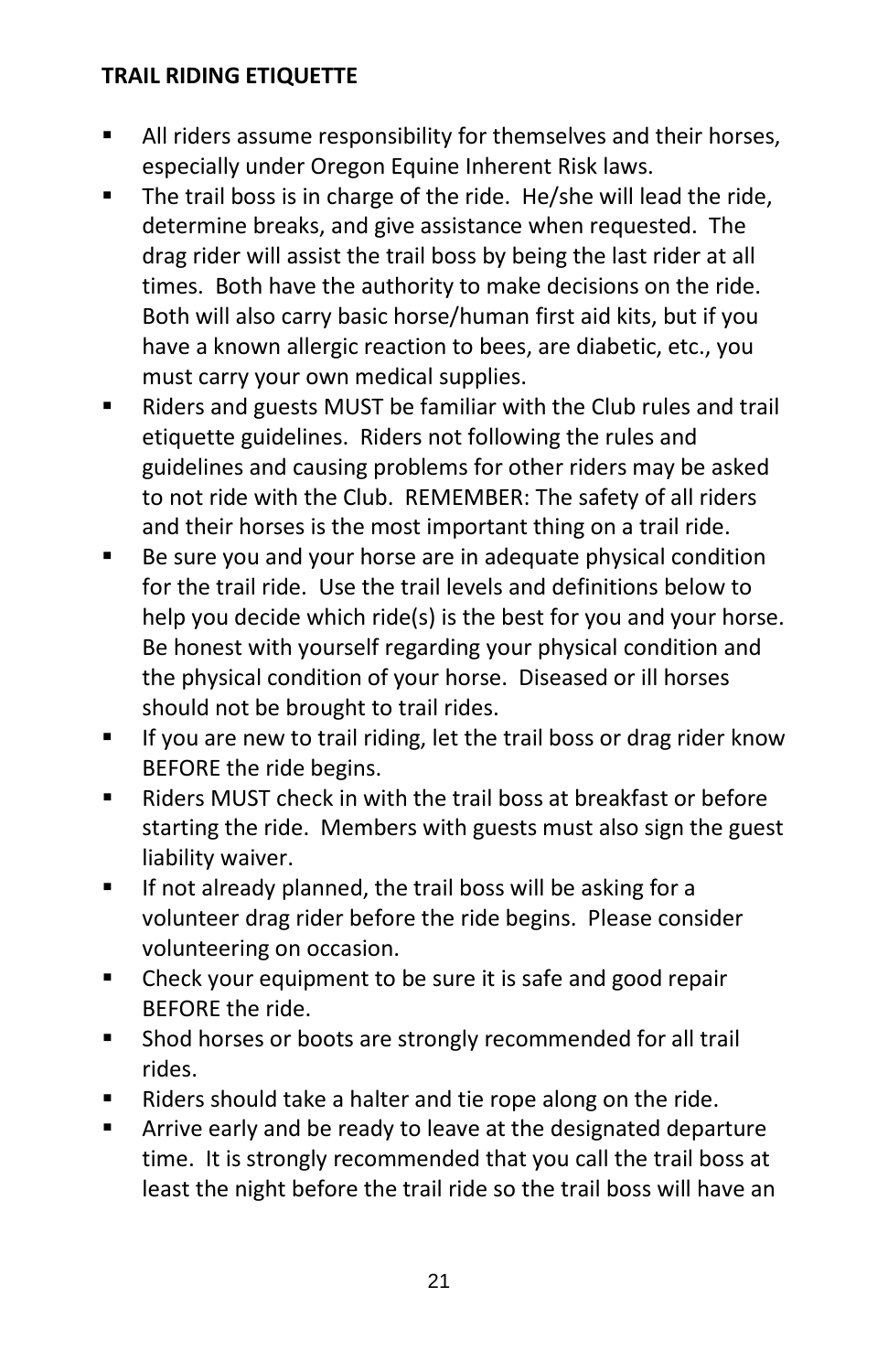**TRAIL RIDING ETIQUETTE**

- All riders assume responsibility for themselves and their horses, especially under Oregon Equine Inherent Risk laws.
- The trail boss is in charge of the ride. He/she will lead the ride, determine breaks, and give assistance when requested. The drag rider will assist the trail boss by being the last rider at all times. Both have the authority to make decisions on the ride. Both will also carry basic horse/human first aid kits, but if you have a known allergic reaction to bees, are diabetic, etc., you must carry your own medical supplies.
- Riders and guests MUST be familiar with the Club rules and trail etiquette guidelines. Riders not following the rules and guidelines and causing problems for other riders may be asked to not ride with the Club. REMEMBER: The safety of all riders and their horses is the most important thing on a trail ride.
- Be sure you and your horse are in adequate physical condition for the trail ride. Use the trail levels and definitions below to help you decide which ride(s) is the best for you and your horse. Be honest with yourself regarding your physical condition and the physical condition of your horse. Diseased or ill horses should not be brought to trail rides.
- If you are new to trail riding, let the trail boss or drag rider know BEFORE the ride begins.
- Riders MUST check in with the trail boss at breakfast or before starting the ride. Members with guests must also sign the guest liability waiver.
- If not already planned, the trail boss will be asking for a volunteer drag rider before the ride begins. Please consider volunteering on occasion.
- Check your equipment to be sure it is safe and good repair BEFORE the ride.
- Shod horses or boots are strongly recommended for all trail rides.
- Riders should take a halter and tie rope along on the ride.
- Arrive early and be ready to leave at the designated departure time. It is strongly recommended that you call the trail boss at least the night before the trail ride so the trail boss will have an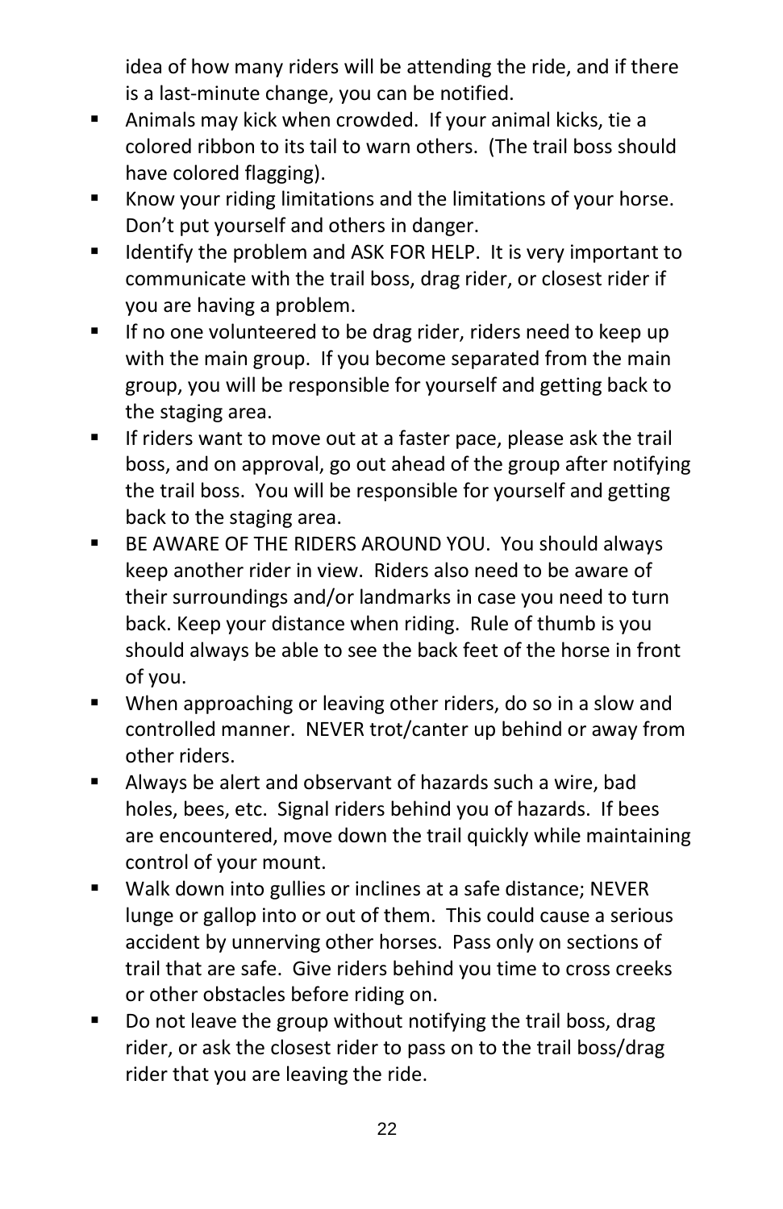idea of how many riders will be attending the ride, and if there is a last-minute change, you can be notified.

- Animals may kick when crowded. If your animal kicks, tie a colored ribbon to its tail to warn others. (The trail boss should have colored flagging).
- Know your riding limitations and the limitations of your horse. Don't put yourself and others in danger.
- Identify the problem and ASK FOR HELP. It is very important to communicate with the trail boss, drag rider, or closest rider if you are having a problem.
- If no one volunteered to be drag rider, riders need to keep up with the main group. If you become separated from the main group, you will be responsible for yourself and getting back to the staging area.
- If riders want to move out at a faster pace, please ask the trail boss, and on approval, go out ahead of the group after notifying the trail boss. You will be responsible for yourself and getting back to the staging area.
- BE AWARE OF THE RIDERS AROUND YOU. You should always keep another rider in view. Riders also need to be aware of their surroundings and/or landmarks in case you need to turn back. Keep your distance when riding. Rule of thumb is you should always be able to see the back feet of the horse in front of you.
- When approaching or leaving other riders, do so in a slow and controlled manner. NEVER trot/canter up behind or away from other riders.
- Always be alert and observant of hazards such a wire, bad holes, bees, etc. Signal riders behind you of hazards. If bees are encountered, move down the trail quickly while maintaining control of your mount.
- Walk down into gullies or inclines at a safe distance; NEVER lunge or gallop into or out of them. This could cause a serious accident by unnerving other horses. Pass only on sections of trail that are safe. Give riders behind you time to cross creeks or other obstacles before riding on.
- Do not leave the group without notifying the trail boss, drag rider, or ask the closest rider to pass on to the trail boss/drag rider that you are leaving the ride.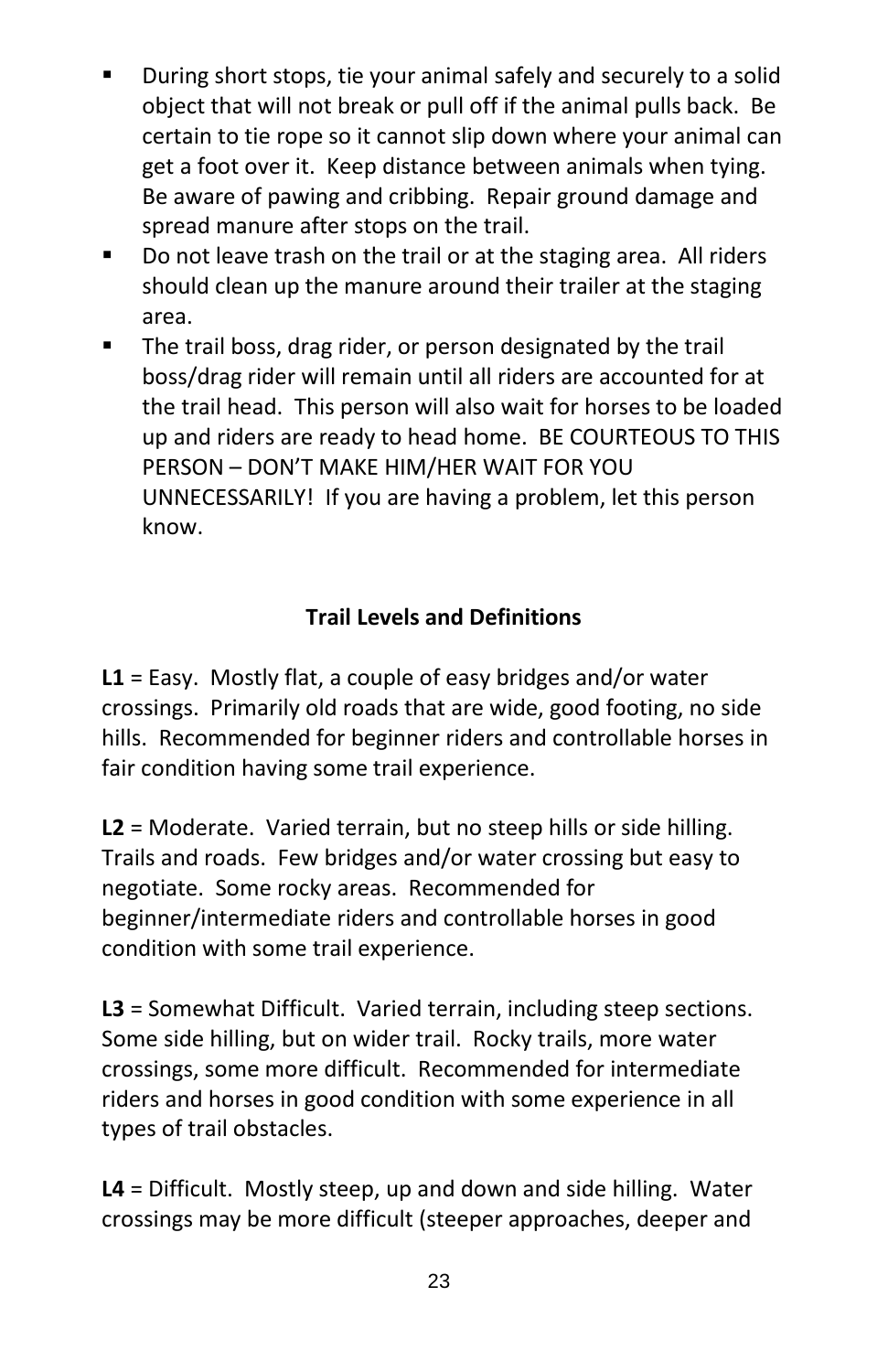- During short stops, tie your animal safely and securely to a solid object that will not break or pull off if the animal pulls back. Be certain to tie rope so it cannot slip down where your animal can get a foot over it. Keep distance between animals when tying. Be aware of pawing and cribbing. Repair ground damage and spread manure after stops on the trail.
- Do not leave trash on the trail or at the staging area. All riders should clean up the manure around their trailer at the staging area.
- The trail boss, drag rider, or person designated by the trail boss/drag rider will remain until all riders are accounted for at the trail head. This person will also wait for horses to be loaded up and riders are ready to head home. BE COURTEOUS TO THIS PERSON – DON'T MAKE HIM/HER WAIT FOR YOU UNNECESSARILY! If you are having a problem, let this person know.

## Trail Levels and Definitions

**L1** = Easy. Mostly flat, a couple of easy bridges and/or water crossings. Primarily old roads that are wide, good footing, no side hills. Recommended for beginner riders and controllable horses in fair condition having some trail experience.

**L2** = Moderate. Varied terrain, but no steep hills or side hilling. Trails and roads. Few bridges and/or water crossing but easy to negotiate. Some rocky areas. Recommended for beginner/intermediate riders and controllable horses in good condition with some trail experience.

**L3** = Somewhat Difficult. Varied terrain, including steep sections. Some side hilling, but on wider trail. Rocky trails, more water crossings, some more difficult. Recommended for intermediate riders and horses in good condition with some experience in all types of trail obstacles.

**L4** = Difficult. Mostly steep, up and down and side hilling. Water crossings may be more difficult (steeper approaches, deeper and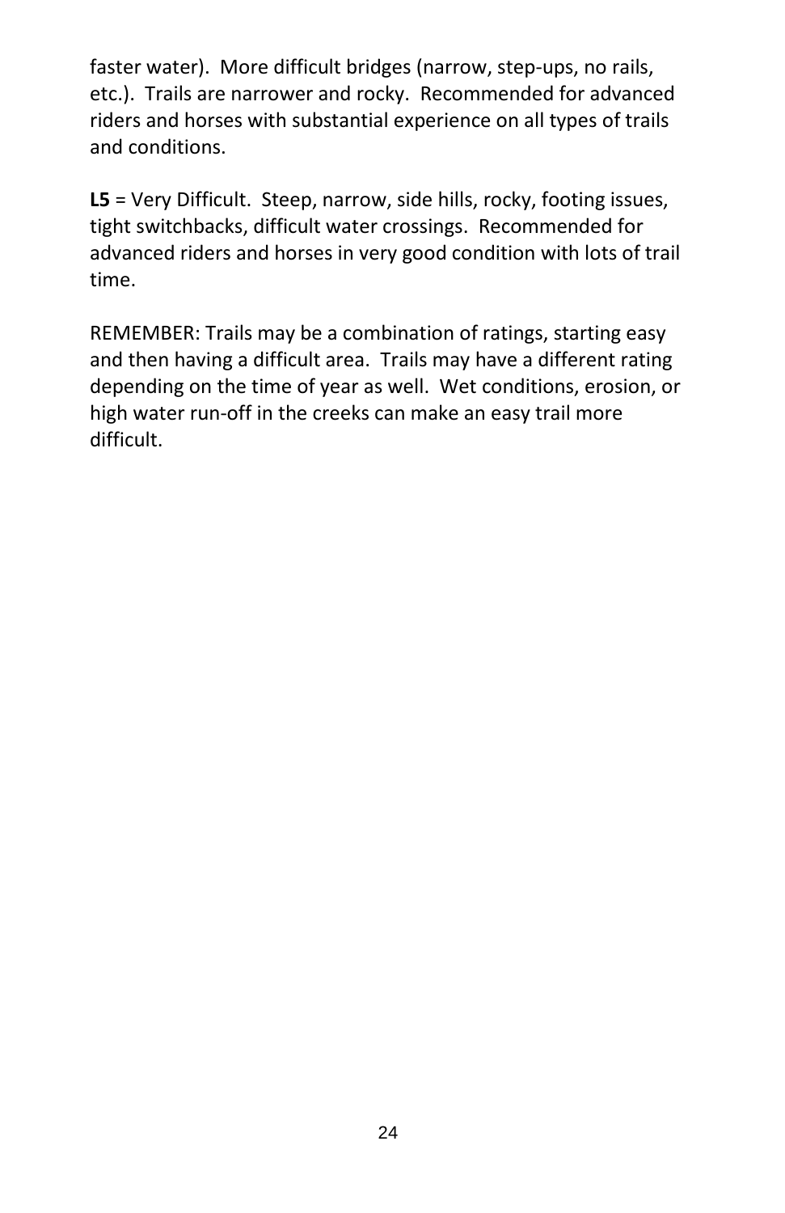faster water). More difficult bridges (narrow, step-ups, no rails, etc.). Trails are narrower and rocky. Recommended for advanced riders and horses with substantial experience on all types of trails and conditions.

**L5** = Very Difficult. Steep, narrow, side hills, rocky, footing issues, tight switchbacks, difficult water crossings. Recommended for advanced riders and horses in very good condition with lots of trail time.

REMEMBER: Trails may be a combination of ratings, starting easy and then having a difficult area. Trails may have a different rating depending on the time of year as well. Wet conditions, erosion, or high water run-off in the creeks can make an easy trail more difficult.